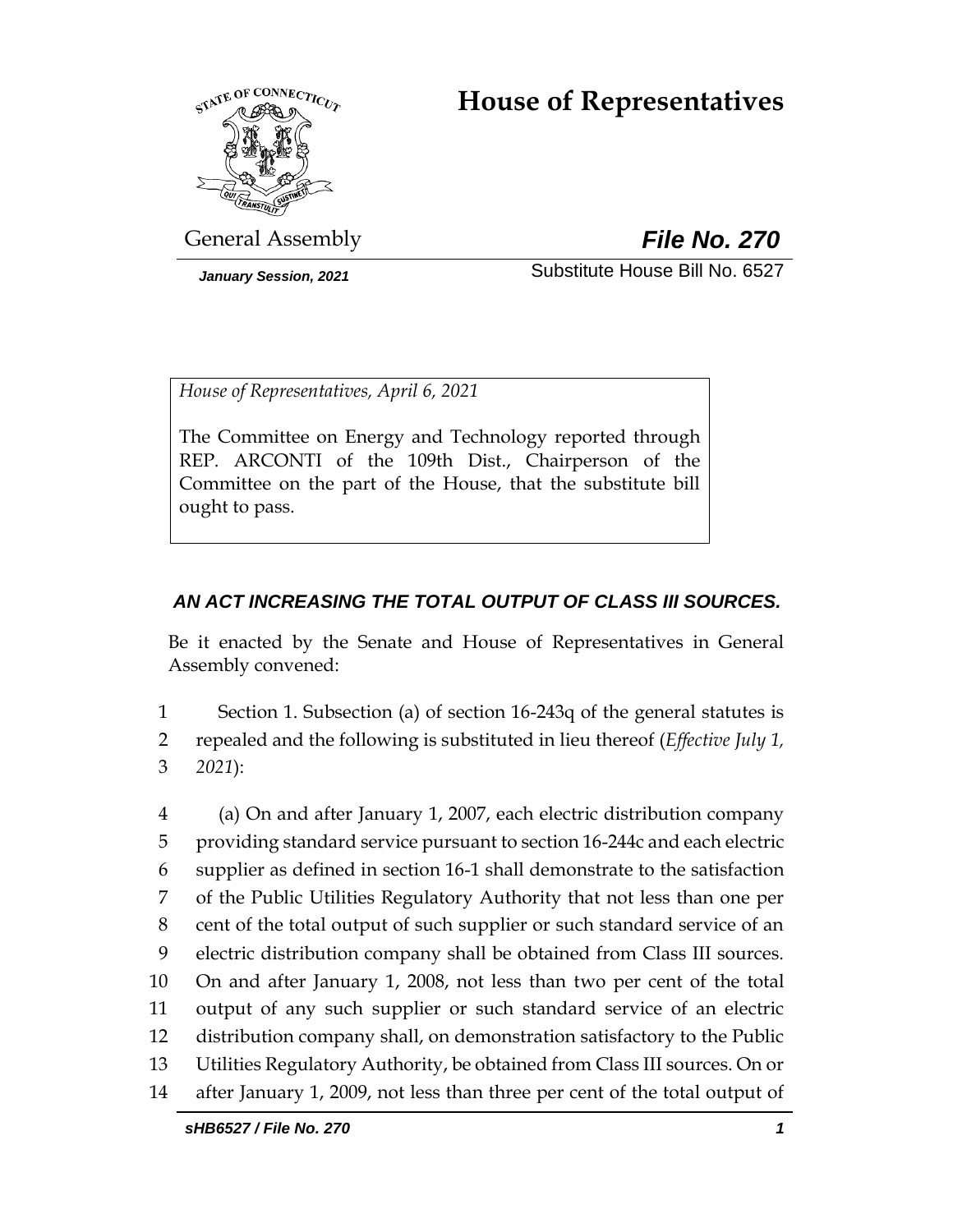# House of Representatives

General Assembly

***File No. 270***

*January Session, 2021*

Substitute House Bill No. 6527

*House of Representatives, April 6, 2021*

The Committee on Energy and Technology reported through REP. ARCONTI of the 109th Dist., Chairperson of the Committee on the part of the House, that the substitute bill ought to pass.

***AN ACT INCREASING THE TOTAL OUTPUT OF CLASS III SOURCES.***

Be it enacted by the Senate and House of Representatives in General Assembly convened:

1 Section 1. Subsection (a) of section 16-243q of the general statutes is
2 repealed and the following is substituted in lieu thereof (*Effective July 1,*
3 *2021*):

4 (a) On and after January 1, 2007, each electric distribution company
5 providing standard service pursuant to section 16-244c and each electric
6 supplier as defined in section 16-1 shall demonstrate to the satisfaction
7 of the Public Utilities Regulatory Authority that not less than one per
8 cent of the total output of such supplier or such standard service of an
9 electric distribution company shall be obtained from Class III sources.
10 On and after January 1, 2008, not less than two per cent of the total
11 output of any such supplier or such standard service of an electric
12 distribution company shall, on demonstration satisfactory to the Public
13 Utilities Regulatory Authority, be obtained from Class III sources. On or
14 after January 1, 2009, not less than three per cent of the total output of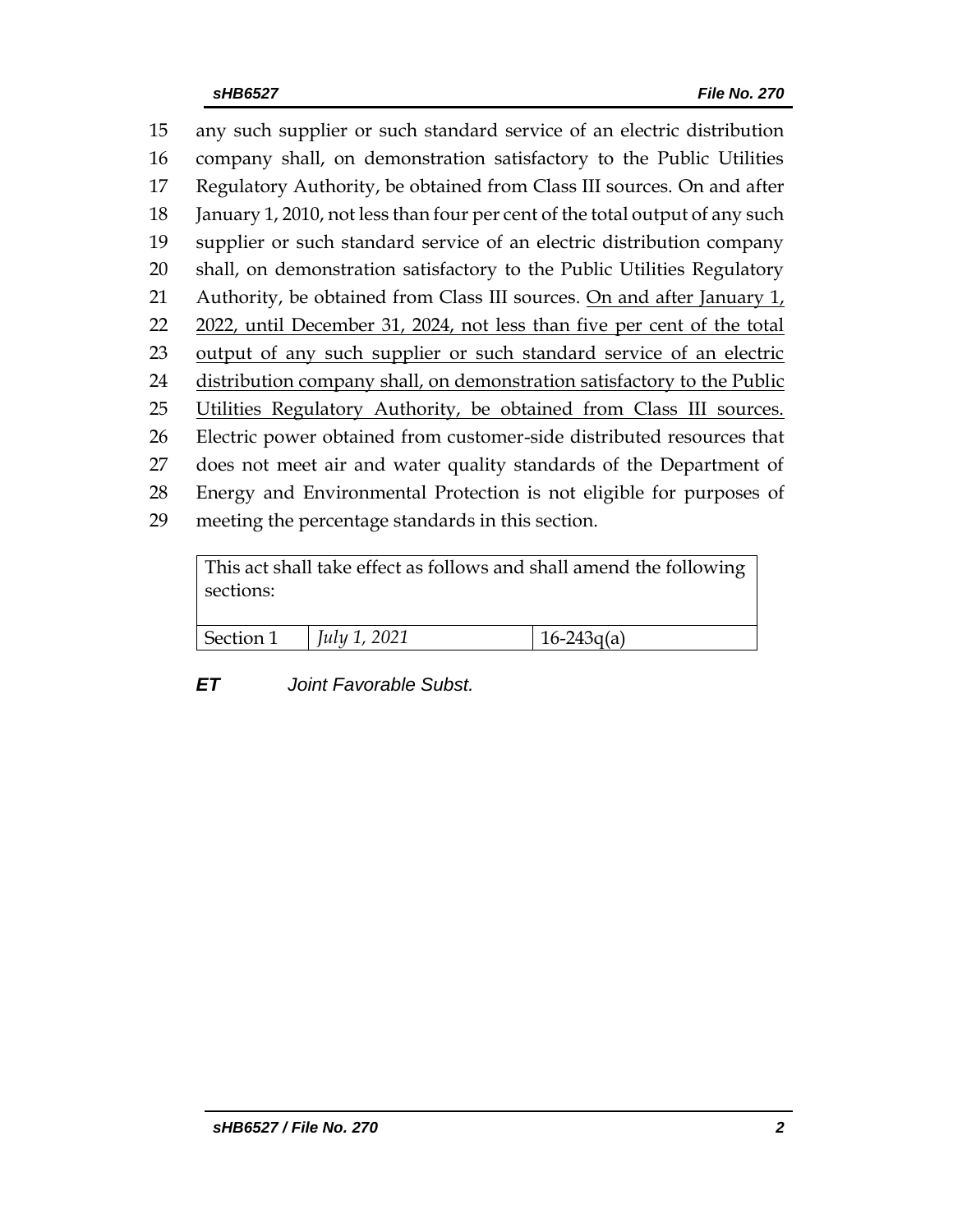15 any such supplier or such standard service of an electric distribution
16 company shall, on demonstration satisfactory to the Public Utilities
17 Regulatory Authority, be obtained from Class III sources. On and after
18 January 1, 2010, not less than four per cent of the total output of any such
19 supplier or such standard service of an electric distribution company
20 shall, on demonstration satisfactory to the Public Utilities Regulatory
21 Authority, be obtained from Class III sources. <u>On and after January 1,</u>
22 <u>2022, until December 31, 2024, not less than five per cent of the total</u>
23 <u>output of any such supplier or such standard service of an electric</u>
24 <u>distribution company shall, on demonstration satisfactory to the Public</u>
25 <u>Utilities Regulatory Authority, be obtained from Class III sources.</u>
26 Electric power obtained from customer-side distributed resources that
27 does not meet air and water quality standards of the Department of
28 Energy and Environmental Protection is not eligible for purposes of
29 meeting the percentage standards in this section.

| This act shall take effect as follows and shall amend the following sections: | | |
|---|---|---|
| Section 1 | *July 1, 2021* | 16-243q(a) |

***ET*** *Joint Favorable Subst.*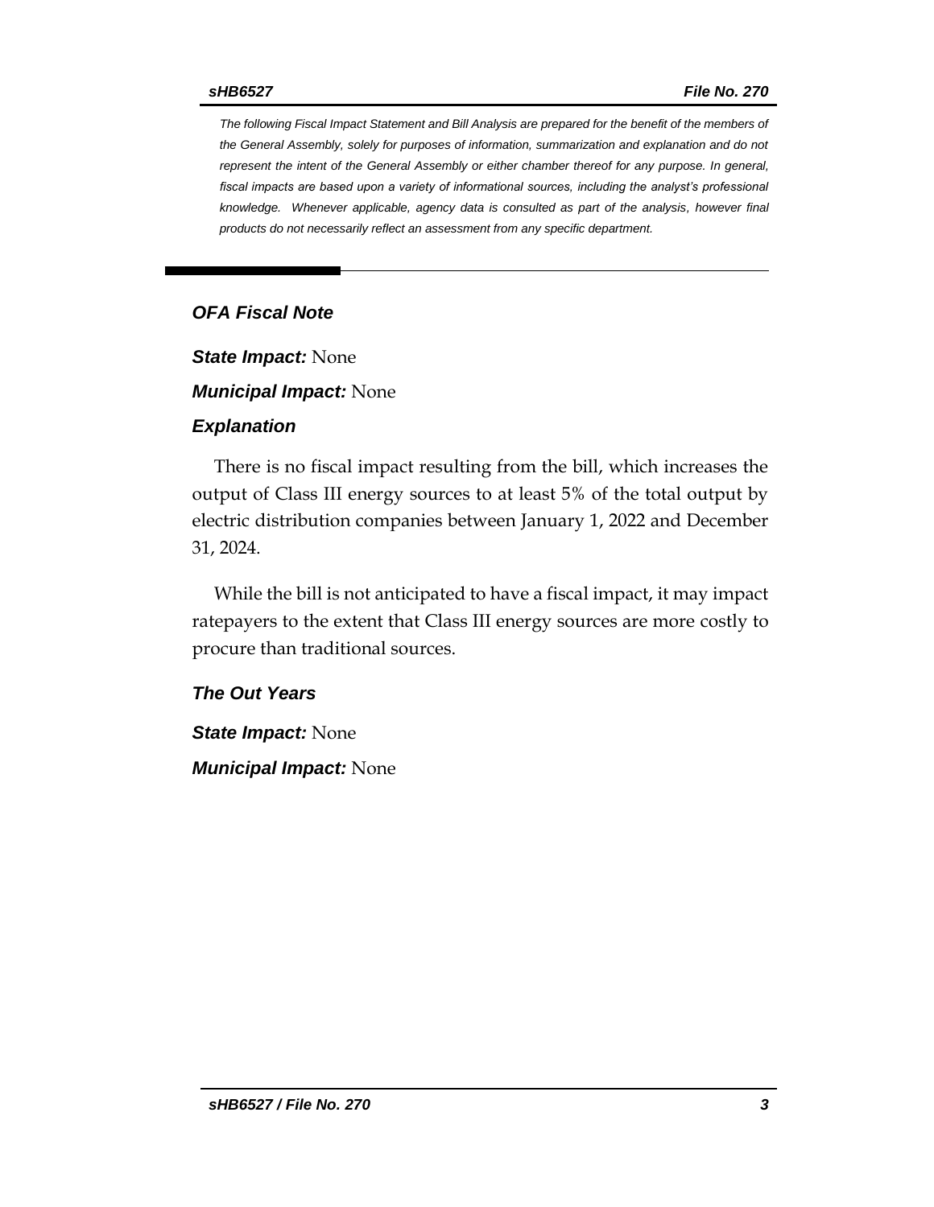*The following Fiscal Impact Statement and Bill Analysis are prepared for the benefit of the members of the General Assembly, solely for purposes of information, summarization and explanation and do not represent the intent of the General Assembly or either chamber thereof for any purpose. In general, fiscal impacts are based upon a variety of informational sources, including the analyst's professional knowledge. Whenever applicable, agency data is consulted as part of the analysis, however final products do not necessarily reflect an assessment from any specific department.*

---

## *OFA Fiscal Note*

***State Impact:*** None

***Municipal Impact:*** None

### *Explanation*

There is no fiscal impact resulting from the bill, which increases the output of Class III energy sources to at least 5% of the total output by electric distribution companies between January 1, 2022 and December 31, 2024.

While the bill is not anticipated to have a fiscal impact, it may impact ratepayers to the extent that Class III energy sources are more costly to procure than traditional sources.

### *The Out Years*

***State Impact:*** None

***Municipal Impact:*** None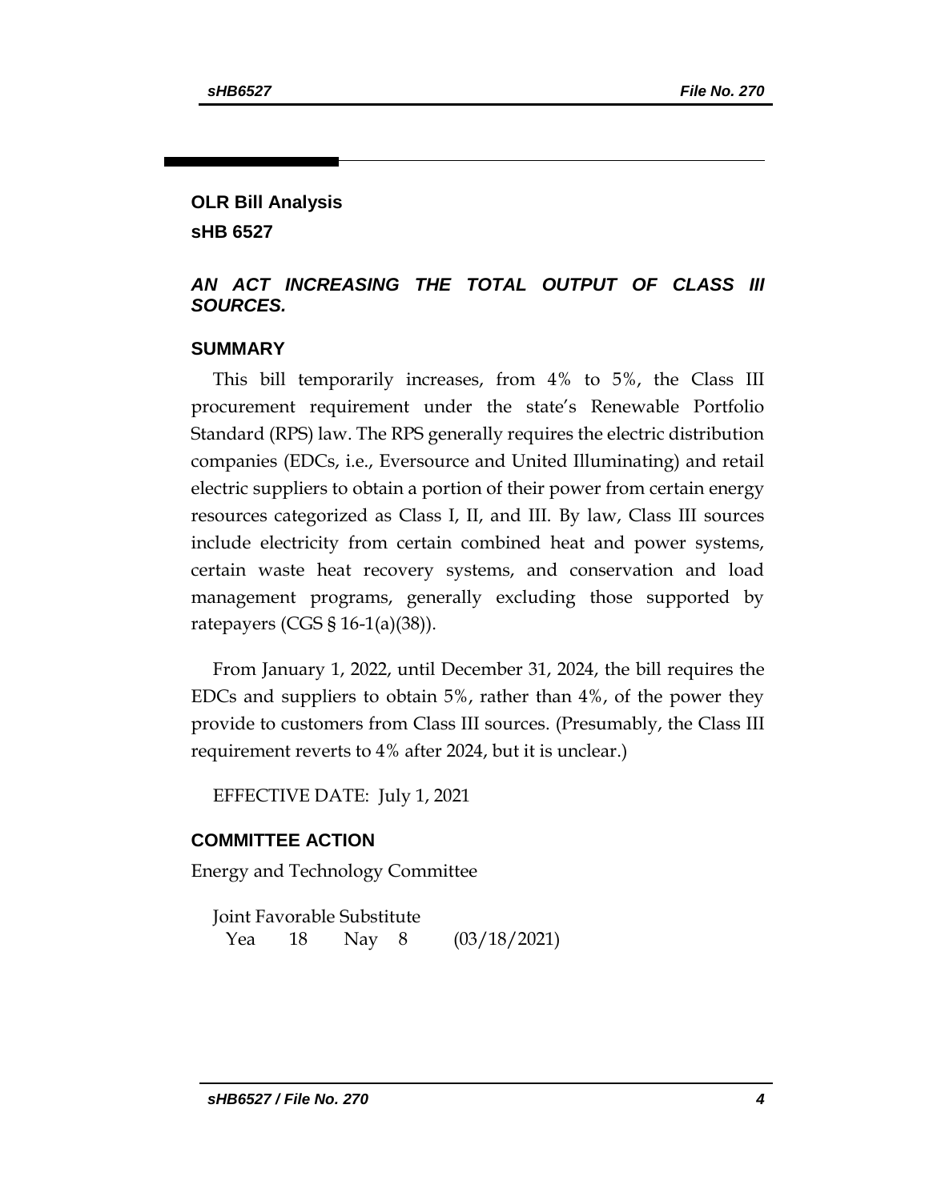## OLR Bill Analysis

## sHB 6527

### *AN ACT INCREASING THE TOTAL OUTPUT OF CLASS III SOURCES.*

### SUMMARY

This bill temporarily increases, from 4% to 5%, the Class III procurement requirement under the state's Renewable Portfolio Standard (RPS) law. The RPS generally requires the electric distribution companies (EDCs, i.e., Eversource and United Illuminating) and retail electric suppliers to obtain a portion of their power from certain energy resources categorized as Class I, II, and III. By law, Class III sources include electricity from certain combined heat and power systems, certain waste heat recovery systems, and conservation and load management programs, generally excluding those supported by ratepayers (CGS § 16-1(a)(38)).

From January 1, 2022, until December 31, 2024, the bill requires the EDCs and suppliers to obtain 5%, rather than 4%, of the power they provide to customers from Class III sources. (Presumably, the Class III requirement reverts to 4% after 2024, but it is unclear.)

EFFECTIVE DATE: July 1, 2021

### COMMITTEE ACTION

Energy and Technology Committee

Joint Favorable Substitute

| | | | | |
|---|---|---|---|---|
| Yea | 18 | Nay | 8 | (03/18/2021) |